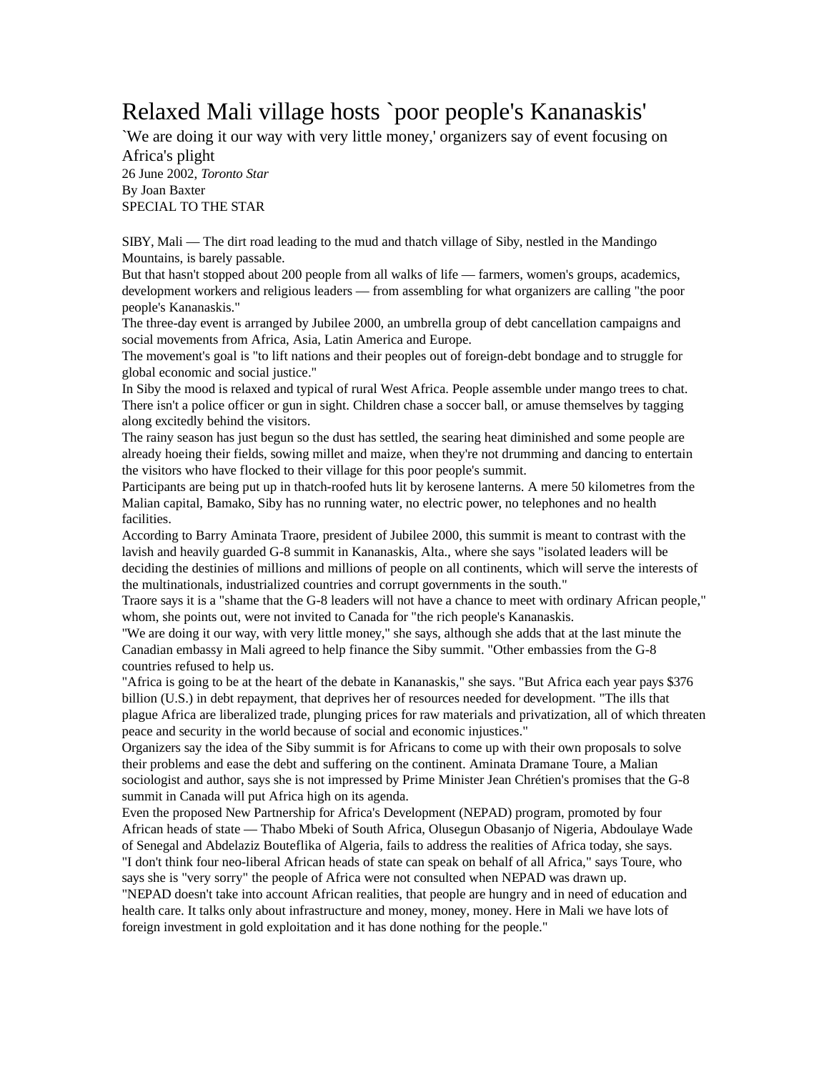# Relaxed Mali village hosts `poor people's Kananaskis'

`We are doing it our way with very little money,' organizers say of event focusing on Africa's plight

26 June 2002, *Toronto Star*
By Joan Baxter
SPECIAL TO THE STAR

SIBY, Mali — The dirt road leading to the mud and thatch village of Siby, nestled in the Mandingo Mountains, is barely passable.

But that hasn't stopped about 200 people from all walks of life — farmers, women's groups, academics, development workers and religious leaders — from assembling for what organizers are calling "the poor people's Kananaskis."

The three-day event is arranged by Jubilee 2000, an umbrella group of debt cancellation campaigns and social movements from Africa, Asia, Latin America and Europe.

The movement's goal is "to lift nations and their peoples out of foreign-debt bondage and to struggle for global economic and social justice."

In Siby the mood is relaxed and typical of rural West Africa. People assemble under mango trees to chat. There isn't a police officer or gun in sight. Children chase a soccer ball, or amuse themselves by tagging along excitedly behind the visitors.

The rainy season has just begun so the dust has settled, the searing heat diminished and some people are already hoeing their fields, sowing millet and maize, when they're not drumming and dancing to entertain the visitors who have flocked to their village for this poor people's summit.

Participants are being put up in thatch-roofed huts lit by kerosene lanterns. A mere 50 kilometres from the Malian capital, Bamako, Siby has no running water, no electric power, no telephones and no health facilities.

According to Barry Aminata Traore, president of Jubilee 2000, this summit is meant to contrast with the lavish and heavily guarded G-8 summit in Kananaskis, Alta., where she says "isolated leaders will be deciding the destinies of millions and millions of people on all continents, which will serve the interests of the multinationals, industrialized countries and corrupt governments in the south."

Traore says it is a "shame that the G-8 leaders will not have a chance to meet with ordinary African people," whom, she points out, were not invited to Canada for "the rich people's Kananaskis.

"We are doing it our way, with very little money," she says, although she adds that at the last minute the Canadian embassy in Mali agreed to help finance the Siby summit. "Other embassies from the G-8 countries refused to help us.

"Africa is going to be at the heart of the debate in Kananaskis," she says. "But Africa each year pays $376 billion (U.S.) in debt repayment, that deprives her of resources needed for development. "The ills that plague Africa are liberalized trade, plunging prices for raw materials and privatization, all of which threaten peace and security in the world because of social and economic injustices."

Organizers say the idea of the Siby summit is for Africans to come up with their own proposals to solve their problems and ease the debt and suffering on the continent. Aminata Dramane Toure, a Malian sociologist and author, says she is not impressed by Prime Minister Jean Chrétien's promises that the G-8 summit in Canada will put Africa high on its agenda.

Even the proposed New Partnership for Africa's Development (NEPAD) program, promoted by four African heads of state — Thabo Mbeki of South Africa, Olusegun Obasanjo of Nigeria, Abdoulaye Wade of Senegal and Abdelaziz Bouteflika of Algeria, fails to address the realities of Africa today, she says.

"I don't think four neo-liberal African heads of state can speak on behalf of all Africa," says Toure, who says she is "very sorry" the people of Africa were not consulted when NEPAD was drawn up.

"NEPAD doesn't take into account African realities, that people are hungry and in need of education and health care. It talks only about infrastructure and money, money, money. Here in Mali we have lots of foreign investment in gold exploitation and it has done nothing for the people."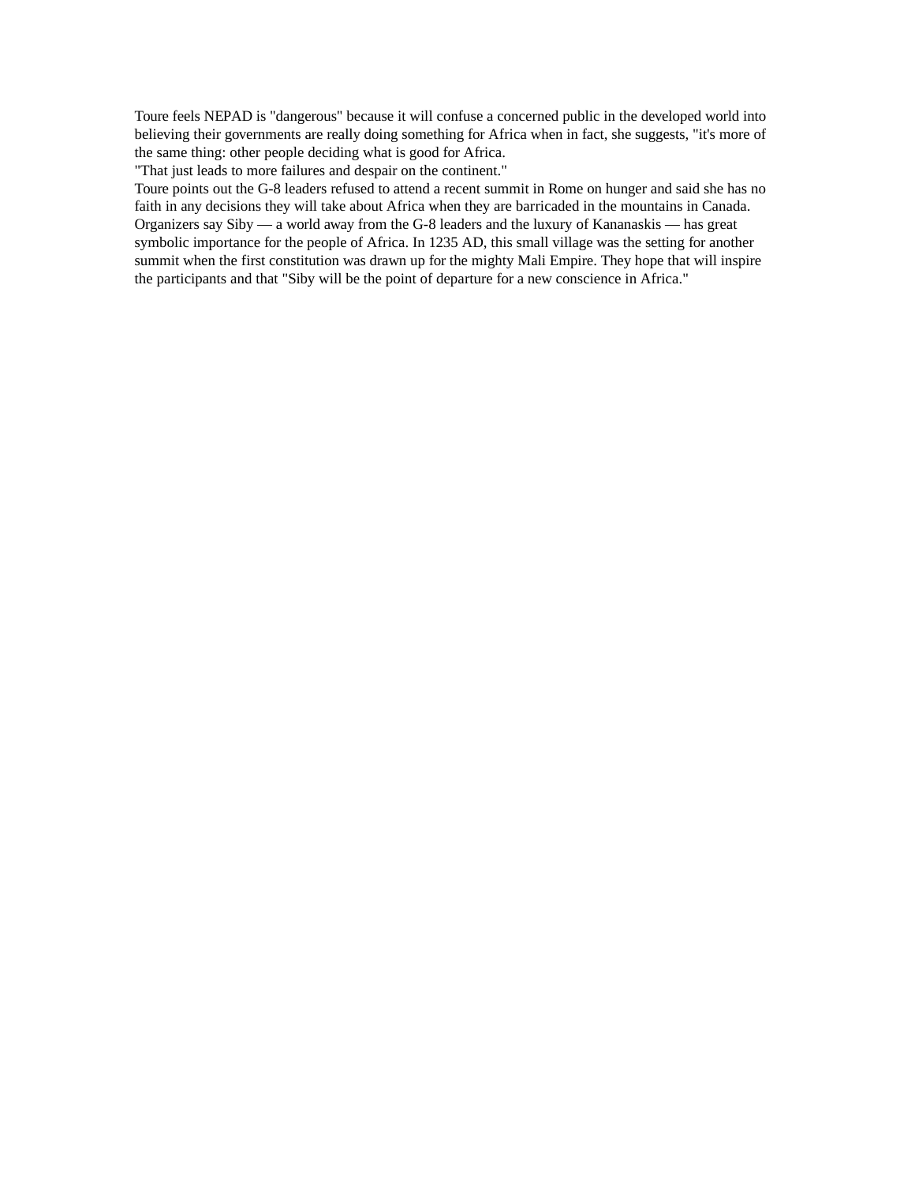Toure feels NEPAD is "dangerous" because it will confuse a concerned public in the developed world into believing their governments are really doing something for Africa when in fact, she suggests, "it's more of the same thing: other people deciding what is good for Africa.

"That just leads to more failures and despair on the continent."

Toure points out the G-8 leaders refused to attend a recent summit in Rome on hunger and said she has no faith in any decisions they will take about Africa when they are barricaded in the mountains in Canada.

Organizers say Siby — a world away from the G-8 leaders and the luxury of Kananaskis — has great symbolic importance for the people of Africa. In 1235 AD, this small village was the setting for another summit when the first constitution was drawn up for the mighty Mali Empire. They hope that will inspire the participants and that "Siby will be the point of departure for a new conscience in Africa."